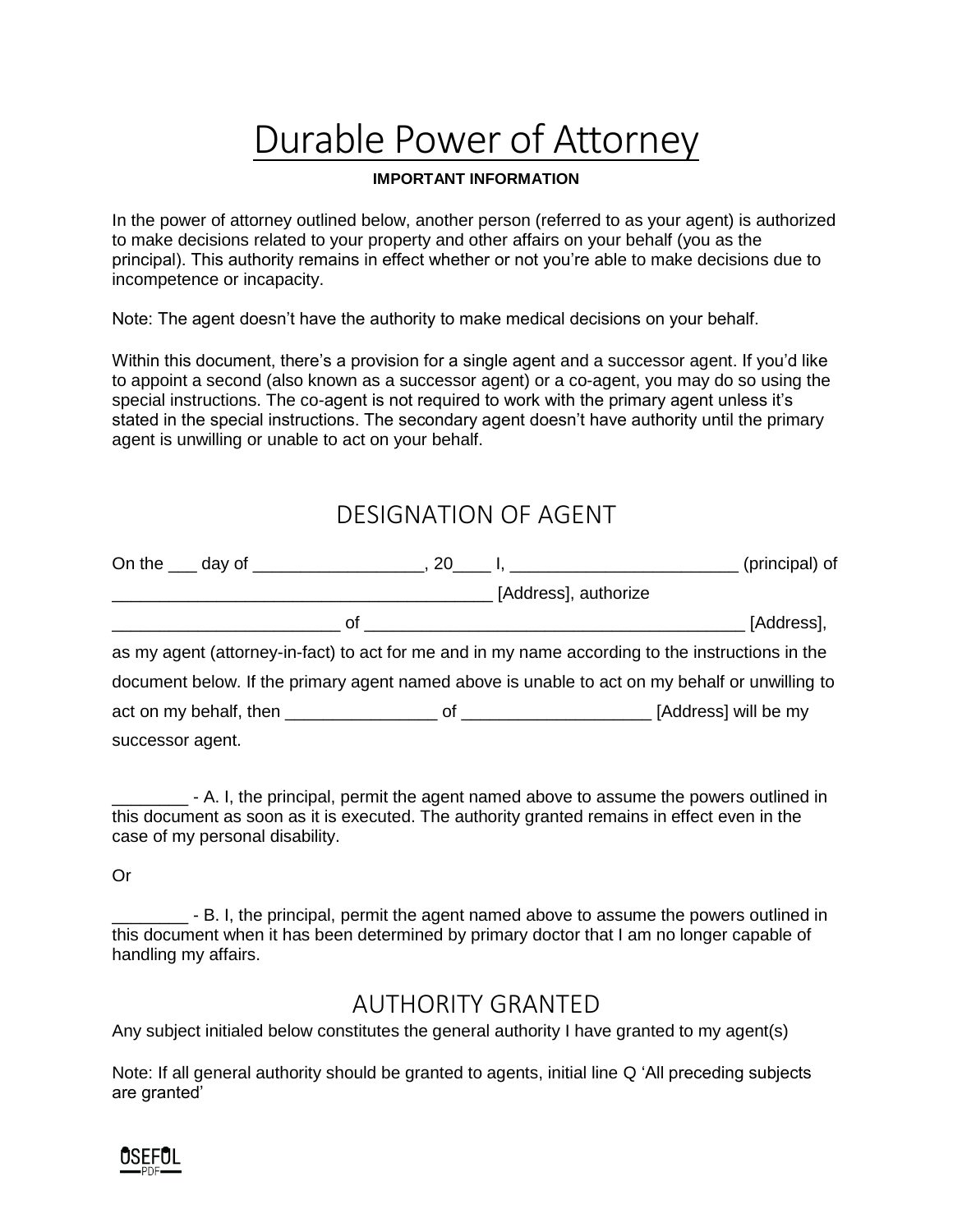# Durable Power of Attorney

**IMPORTANT INFORMATION**

In the power of attorney outlined below, another person (referred to as your agent) is authorized to make decisions related to your property and other affairs on your behalf (you as the principal). This authority remains in effect whether or not you're able to make decisions due to incompetence or incapacity.

Note: The agent doesn't have the authority to make medical decisions on your behalf.

Within this document, there's a provision for a single agent and a successor agent. If you'd like to appoint a second (also known as a successor agent) or a co-agent, you may do so using the special instructions. The co-agent is not required to work with the primary agent unless it's stated in the special instructions. The secondary agent doesn't have authority until the primary agent is unwilling or unable to act on your behalf.

## DESIGNATION OF AGENT

On the ___ day of __________________, 20____ I, ________________________ (principal) of ________________________________________ [Address], authorize ________________________ of ________________________________________ [Address], as my agent (attorney-in-fact) to act for me and in my name according to the instructions in the document below. If the primary agent named above is unable to act on my behalf or unwilling to act on my behalf, then ________________ of ____________________ [Address] will be my successor agent.

________ - A. I, the principal, permit the agent named above to assume the powers outlined in this document as soon as it is executed. The authority granted remains in effect even in the case of my personal disability.

Or

________ - B. I, the principal, permit the agent named above to assume the powers outlined in this document when it has been determined by primary doctor that I am no longer capable of handling my affairs.

## AUTHORITY GRANTED

Any subject initialed below constitutes the general authority I have granted to my agent(s)

Note: If all general authority should be granted to agents, initial line Q 'All preceding subjects are granted'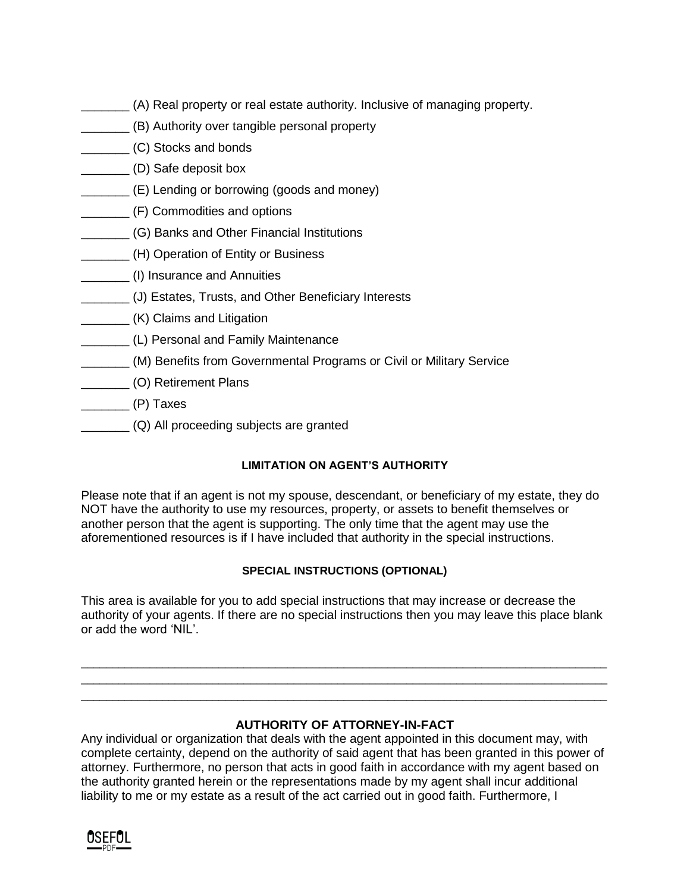_______ (A) Real property or real estate authority. Inclusive of managing property.
_______ (B) Authority over tangible personal property
_______ (C) Stocks and bonds
_______ (D) Safe deposit box
_______ (E) Lending or borrowing (goods and money)
_______ (F) Commodities and options
_______ (G) Banks and Other Financial Institutions
_______ (H) Operation of Entity or Business
_______ (I) Insurance and Annuities
_______ (J) Estates, Trusts, and Other Beneficiary Interests
_______ (K) Claims and Litigation
_______ (L) Personal and Family Maintenance
_______ (M) Benefits from Governmental Programs or Civil or Military Service
_______ (O) Retirement Plans
_______ (P) Taxes
_______ (Q) All proceeding subjects are granted

### LIMITATION ON AGENT'S AUTHORITY

Please note that if an agent is not my spouse, descendant, or beneficiary of my estate, they do NOT have the authority to use my resources, property, or assets to benefit themselves or another person that the agent is supporting. The only time that the agent may use the aforementioned resources is if I have included that authority in the special instructions.

### SPECIAL INSTRUCTIONS (OPTIONAL)

This area is available for you to add special instructions that may increase or decrease the authority of your agents. If there are no special instructions then you may leave this place blank or add the word 'NIL'.

______________________________________________________________________________
______________________________________________________________________________
______________________________________________________________________________

### AUTHORITY OF ATTORNEY-IN-FACT

Any individual or organization that deals with the agent appointed in this document may, with complete certainty, depend on the authority of said agent that has been granted in this power of attorney. Furthermore, no person that acts in good faith in accordance with my agent based on the authority granted herein or the representations made by my agent shall incur additional liability to me or my estate as a result of the act carried out in good faith. Furthermore, I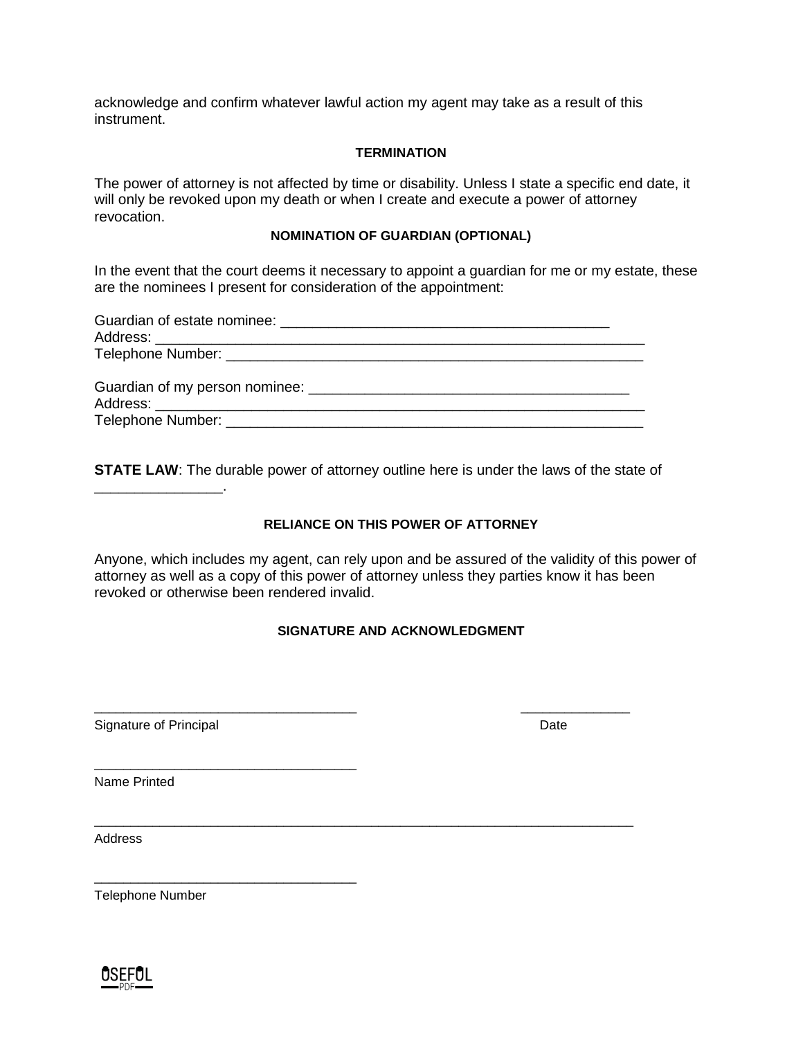acknowledge and confirm whatever lawful action my agent may take as a result of this instrument.

**TERMINATION**

The power of attorney is not affected by time or disability. Unless I state a specific end date, it will only be revoked upon my death or when I create and execute a power of attorney revocation.

**NOMINATION OF GUARDIAN (OPTIONAL)**

In the event that the court deems it necessary to appoint a guardian for me or my estate, these are the nominees I present for consideration of the appointment:

Guardian of estate nominee: _________________________________________
Address: ______________________________________________________________
Telephone Number: _____________________________________________________

Guardian of my person nominee: _________________________________________
Address: ______________________________________________________________
Telephone Number: _____________________________________________________

**STATE LAW**: The durable power of attorney outline here is under the laws of the state of ________________.

**RELIANCE ON THIS POWER OF ATTORNEY**

Anyone, which includes my agent, can rely upon and be assured of the validity of this power of attorney as well as a copy of this power of attorney unless they parties know it has been revoked or otherwise been rendered invalid.

**SIGNATURE AND ACKNOWLEDGMENT**

__________________________________ ______________
Signature of Principal Date

__________________________________
Name Printed

______________________________________________________________________
Address

__________________________________
Telephone Number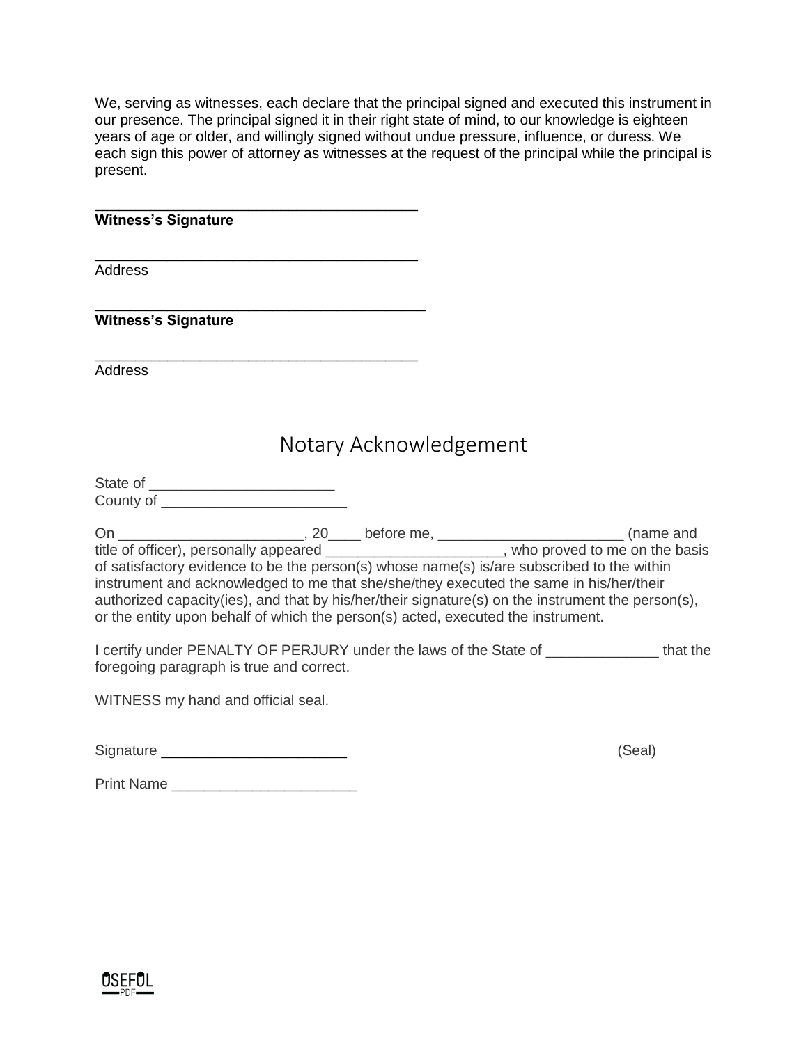We, serving as witnesses, each declare that the principal signed and executed this instrument in our presence. The principal signed it in their right state of mind, to our knowledge is eighteen years of age or older, and willingly signed without undue pressure, influence, or duress. We each sign this power of attorney as witnesses at the request of the principal while the principal is present.

_________________________________________
**Witness's Signature**

_________________________________________
Address

_________________________________________
**Witness's Signature**

_________________________________________
Address

# Notary Acknowledgement

State of _______________________
County of _______________________

On _______________________, 20____ before me, _______________________ (name and title of officer), personally appeared ______________________, who proved to me on the basis of satisfactory evidence to be the person(s) whose name(s) is/are subscribed to the within instrument and acknowledged to me that she/she/they executed the same in his/her/their authorized capacity(ies), and that by his/her/their signature(s) on the instrument the person(s), or the entity upon behalf of which the person(s) acted, executed the instrument.

I certify under PENALTY OF PERJURY under the laws of the State of ______________ that the foregoing paragraph is true and correct.

WITNESS my hand and official seal.

Signature _______________________ (Seal)

Print Name _______________________